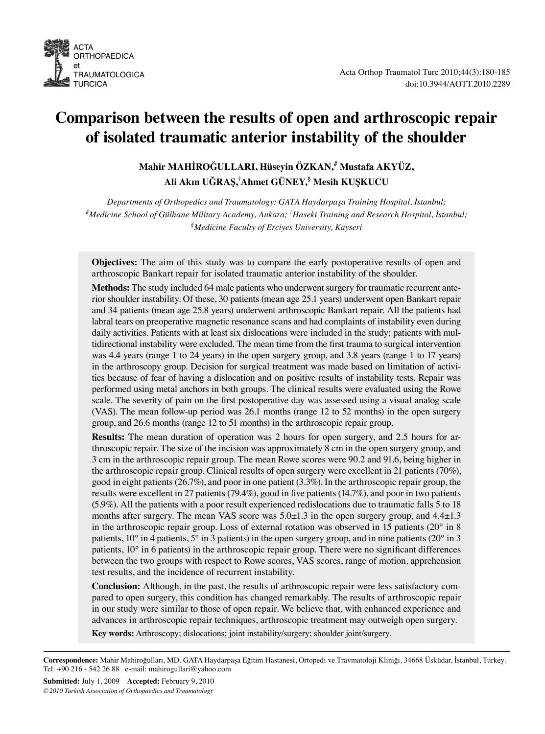# Comparison between the results of open and arthroscopic repair of isolated traumatic anterior instability of the shoulder

**Mahir MAHİROĞULLARI, Hüseyin ÖZKAN,[#] Mustafa AKYÜZ, Ali Akın UĞRAŞ,[†] Ahmet GÜNEY,[§] Mesih KUŞKUCU**

*Departments of Orthopedics and Traumatology: GATA Haydarpaşa Training Hospital, İstanbul;*
*[#]Medicine School of Gülhane Military Academy, Ankara; [†]Haseki Training and Research Hospital, İstanbul;*
*[§]Medicine Faculty of Erciyes University, Kayseri*

**Objectives:** The aim of this study was to compare the early postoperative results of open and arthroscopic Bankart repair for isolated traumatic anterior instability of the shoulder.

**Methods:** The study included 64 male patients who underwent surgery for traumatic recurrent anterior shoulder instability. Of these, 30 patients (mean age 25.1 years) underwent open Bankart repair and 34 patients (mean age 25.8 years) underwent arthroscopic Bankart repair. All the patients had labral tears on preoperative magnetic resonance scans and had complaints of instability even during daily activities. Patients with at least six dislocations were included in the study; patients with multidirectional instability were excluded. The mean time from the first trauma to surgical intervention was 4.4 years (range 1 to 24 years) in the open surgery group, and 3.8 years (range 1 to 17 years) in the arthroscopy group. Decision for surgical treatment was made based on limitation of activities because of fear of having a dislocation and on positive results of instability tests. Repair was performed using metal anchors in both groups. The clinical results were evaluated using the Rowe scale. The severity of pain on the first postoperative day was assessed using a visual analog scale (VAS). The mean follow-up period was 26.1 months (range 12 to 52 months) in the open surgery group, and 26.6 months (range 12 to 51 months) in the arthroscopic repair group.

**Results:** The mean duration of operation was 2 hours for open surgery, and 2.5 hours for arthroscopic repair. The size of the incision was approximately 8 cm in the open surgery group, and 3 cm in the arthroscopic repair group. The mean Rowe scores were 90.2 and 91.6, being higher in the arthroscopic repair group. Clinical results of open surgery were excellent in 21 patients (70%), good in eight patients (26.7%), and poor in one patient (3.3%). In the arthroscopic repair group, the results were excellent in 27 patients (79.4%), good in five patients (14.7%), and poor in two patients (5.9%). All the patients with a poor result experienced redislocations due to traumatic falls 5 to 18 months after surgery. The mean VAS score was 5.0±1.3 in the open surgery group, and 4.4±1.3 in the arthroscopic repair group. Loss of external rotation was observed in 15 patients (20° in 8 patients, 10° in 4 patients, 5° in 3 patients) in the open surgery group, and in nine patients (20° in 3 patients, 10° in 6 patients) in the arthroscopic repair group. There were no significant differences between the two groups with respect to Rowe scores, VAS scores, range of motion, apprehension test results, and the incidence of recurrent instability.

**Conclusion:** Although, in the past, the results of arthroscopic repair were less satisfactory compared to open surgery, this condition has changed remarkably. The results of arthroscopic repair in our study were similar to those of open repair. We believe that, with enhanced experience and advances in arthroscopic repair techniques, arthroscopic treatment may outweigh open surgery.

**Key words:** Arthroscopy; dislocations; joint instability/surgery; shoulder joint/surgery.

---

**Correspondence:** Mahir Mahiroğulları, MD. GATA Haydarpaşa Eğitim Hastanesi, Ortopedi ve Travmatoloji Kliniği, 34668 Üsküdar, İstanbul, Turkey. Tel: +90 216 - 542 26 88 e-mail: mahirogullari@yahoo.com

**Submitted:** July 1, 2009 **Accepted:** February 9, 2010

*© 2010 Turkish Association of Orthopaedics and Traumatology*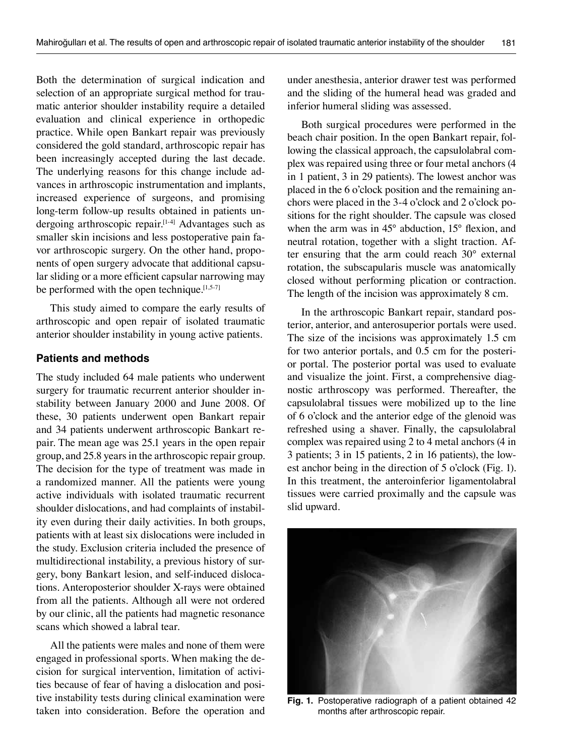Both the determination of surgical indication and selection of an appropriate surgical method for traumatic anterior shoulder instability require a detailed evaluation and clinical experience in orthopedic practice. While open Bankart repair was previously considered the gold standard, arthroscopic repair has been increasingly accepted during the last decade. The underlying reasons for this change include advances in arthroscopic instrumentation and implants, increased experience of surgeons, and promising long-term follow-up results obtained in patients undergoing arthroscopic repair.[1-4] Advantages such as smaller skin incisions and less postoperative pain favor arthroscopic surgery. On the other hand, proponents of open surgery advocate that additional capsular sliding or a more efficient capsular narrowing may be performed with the open technique.[1,5-7]

This study aimed to compare the early results of arthroscopic and open repair of isolated traumatic anterior shoulder instability in young active patients.

## Patients and methods

The study included 64 male patients who underwent surgery for traumatic recurrent anterior shoulder instability between January 2000 and June 2008. Of these, 30 patients underwent open Bankart repair and 34 patients underwent arthroscopic Bankart repair. The mean age was 25.1 years in the open repair group, and 25.8 years in the arthroscopic repair group. The decision for the type of treatment was made in a randomized manner. All the patients were young active individuals with isolated traumatic recurrent shoulder dislocations, and had complaints of instability even during their daily activities. In both groups, patients with at least six dislocations were included in the study. Exclusion criteria included the presence of multidirectional instability, a previous history of surgery, bony Bankart lesion, and self-induced dislocations. Anteroposterior shoulder X-rays were obtained from all the patients. Although all were not ordered by our clinic, all the patients had magnetic resonance scans which showed a labral tear.

All the patients were males and none of them were engaged in professional sports. When making the decision for surgical intervention, limitation of activities because of fear of having a dislocation and positive instability tests during clinical examination were taken into consideration. Before the operation and under anesthesia, anterior drawer test was performed and the sliding of the humeral head was graded and inferior humeral sliding was assessed.

Both surgical procedures were performed in the beach chair position. In the open Bankart repair, following the classical approach, the capsulolabral complex was repaired using three or four metal anchors (4 in 1 patient, 3 in 29 patients). The lowest anchor was placed in the 6 o'clock position and the remaining anchors were placed in the 3-4 o'clock and 2 o'clock positions for the right shoulder. The capsule was closed when the arm was in 45° abduction, 15° flexion, and neutral rotation, together with a slight traction. After ensuring that the arm could reach 30° external rotation, the subscapularis muscle was anatomically closed without performing plication or contraction. The length of the incision was approximately 8 cm.

In the arthroscopic Bankart repair, standard posterior, anterior, and anterosuperior portals were used. The size of the incisions was approximately 1.5 cm for two anterior portals, and 0.5 cm for the posterior portal. The posterior portal was used to evaluate and visualize the joint. First, a comprehensive diagnostic arthroscopy was performed. Thereafter, the capsulolabral tissues were mobilized up to the line of 6 o'clock and the anterior edge of the glenoid was refreshed using a shaver. Finally, the capsulolabral complex was repaired using 2 to 4 metal anchors (4 in 3 patients; 3 in 15 patients, 2 in 16 patients), the lowest anchor being in the direction of 5 o'clock (Fig. 1). In this treatment, the anteroinferior ligamentolabral tissues were carried proximally and the capsule was slid upward.

**Fig. 1.** Postoperative radiograph of a patient obtained 42 months after arthroscopic repair.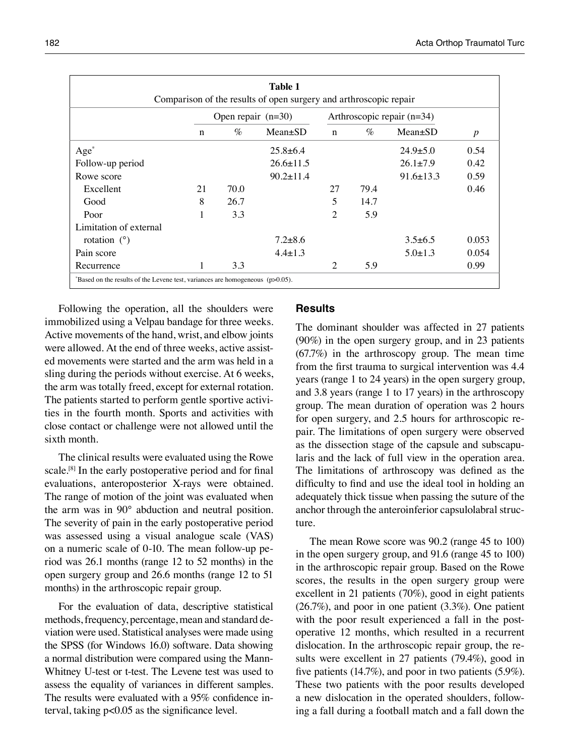**Table 1**
Comparison of the results of open surgery and arthroscopic repair

| | Open repair (n=30) | | | Arthroscopic repair (n=34) | | | |
|---|---|---|---|---|---|---|---|
| | n | % | Mean±SD | n | % | Mean±SD | *p* |
| Age* | | | 25.8±6.4 | | | 24.9±5.0 | 0.54 |
| Follow-up period | | | 26.6±11.5 | | | 26.1±7.9 | 0.42 |
| Rowe score | | | 90.2±11.4 | | | 91.6±13.3 | 0.59 |
| Excellent | 21 | 70.0 | | 27 | 79.4 | | 0.46 |
| Good | 8 | 26.7 | | 5 | 14.7 | | |
| Poor | 1 | 3.3 | | 2 | 5.9 | | |
| Limitation of external rotation (°) | | | 7.2±8.6 | | | 3.5±6.5 | 0.053 |
| Pain score | | | 4.4±1.3 | | | 5.0±1.3 | 0.054 |
| Recurrence | 1 | 3.3 | | 2 | 5.9 | | 0.99 |

*Based on the results of the Levene test, variances are homogeneous (p>0.05).

Following the operation, all the shoulders were immobilized using a Velpau bandage for three weeks. Active movements of the hand, wrist, and elbow joints were allowed. At the end of three weeks, active assisted movements were started and the arm was held in a sling during the periods without exercise. At 6 weeks, the arm was totally freed, except for external rotation. The patients started to perform gentle sportive activities in the fourth month. Sports and activities with close contact or challenge were not allowed until the sixth month.

The clinical results were evaluated using the Rowe scale.[8] In the early postoperative period and for final evaluations, anteroposterior X-rays were obtained. The range of motion of the joint was evaluated when the arm was in 90° abduction and neutral position. The severity of pain in the early postoperative period was assessed using a visual analogue scale (VAS) on a numeric scale of 0-10. The mean follow-up period was 26.1 months (range 12 to 52 months) in the open surgery group and 26.6 months (range 12 to 51 months) in the arthroscopic repair group.

For the evaluation of data, descriptive statistical methods, frequency, percentage, mean and standard deviation were used. Statistical analyses were made using the SPSS (for Windows 16.0) software. Data showing a normal distribution were compared using the Mann-Whitney U-test or t-test. The Levene test was used to assess the equality of variances in different samples. The results were evaluated with a 95% confidence interval, taking $p<0.05$ as the significance level.

## Results

The dominant shoulder was affected in 27 patients (90%) in the open surgery group, and in 23 patients (67.7%) in the arthroscopy group. The mean time from the first trauma to surgical intervention was 4.4 years (range 1 to 24 years) in the open surgery group, and 3.8 years (range 1 to 17 years) in the arthroscopy group. The mean duration of operation was 2 hours for open surgery, and 2.5 hours for arthroscopic repair. The limitations of open surgery were observed as the dissection stage of the capsule and subscapularis and the lack of full view in the operation area. The limitations of arthroscopy was defined as the difficulty to find and use the ideal tool in holding an adequately thick tissue when passing the suture of the anchor through the anteroinferior capsulolabral structure.

The mean Rowe score was 90.2 (range 45 to 100) in the open surgery group, and 91.6 (range 45 to 100) in the arthroscopic repair group. Based on the Rowe scores, the results in the open surgery group were excellent in 21 patients (70%), good in eight patients (26.7%), and poor in one patient (3.3%). One patient with the poor result experienced a fall in the postoperative 12 months, which resulted in a recurrent dislocation. In the arthroscopic repair group, the results were excellent in 27 patients (79.4%), good in five patients (14.7%), and poor in two patients (5.9%). These two patients with the poor results developed a new dislocation in the operated shoulders, following a fall during a football match and a fall down the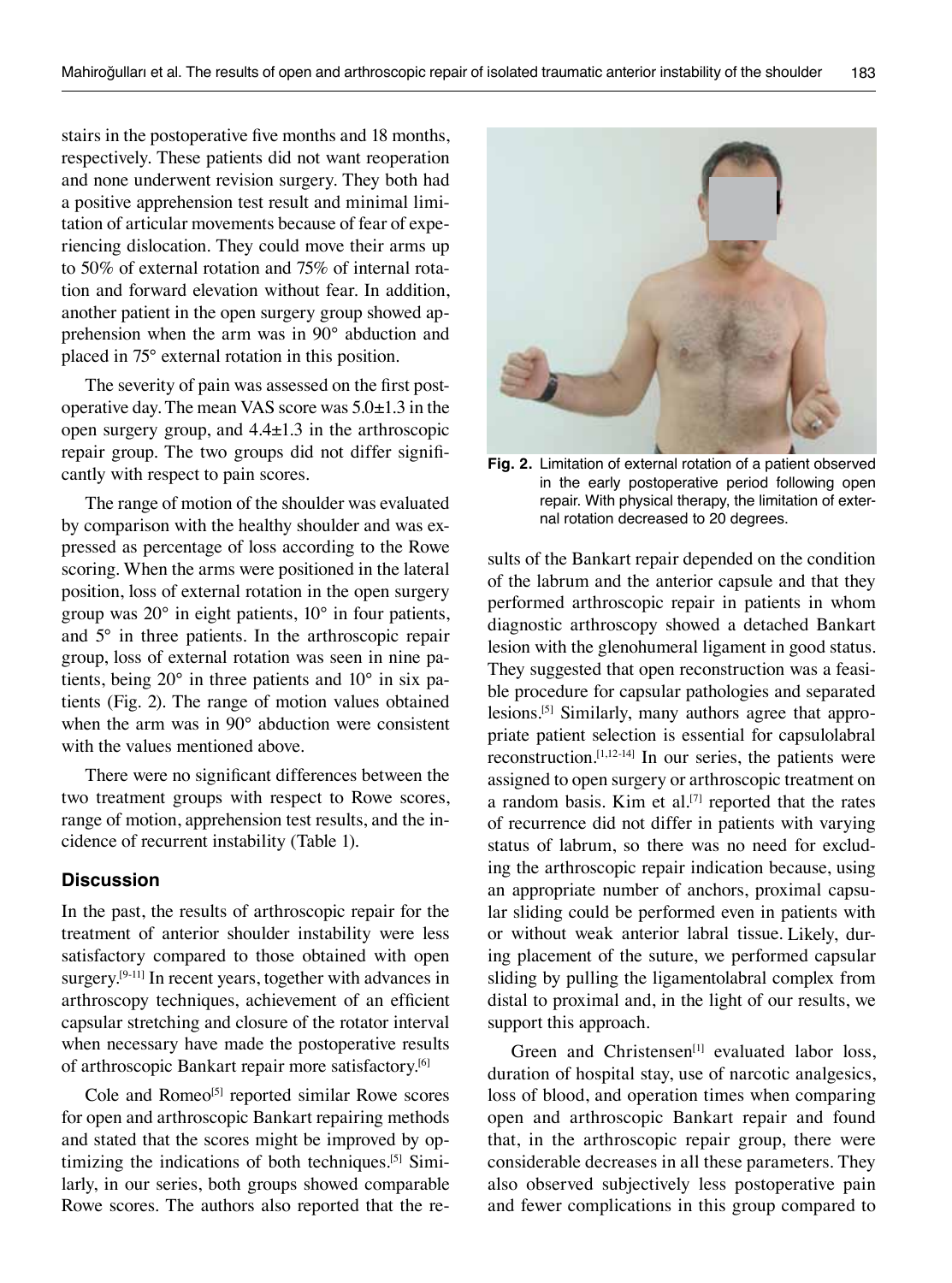stairs in the postoperative five months and 18 months, respectively. These patients did not want reoperation and none underwent revision surgery. They both had a positive apprehension test result and minimal limitation of articular movements because of fear of experiencing dislocation. They could move their arms up to 50% of external rotation and 75% of internal rotation and forward elevation without fear. In addition, another patient in the open surgery group showed apprehension when the arm was in 90° abduction and placed in 75° external rotation in this position.

The severity of pain was assessed on the first postoperative day. The mean VAS score was 5.0±1.3 in the open surgery group, and 4.4±1.3 in the arthroscopic repair group. The two groups did not differ significantly with respect to pain scores.

The range of motion of the shoulder was evaluated by comparison with the healthy shoulder and was expressed as percentage of loss according to the Rowe scoring. When the arms were positioned in the lateral position, loss of external rotation in the open surgery group was 20° in eight patients, 10° in four patients, and 5° in three patients. In the arthroscopic repair group, loss of external rotation was seen in nine patients, being 20° in three patients and 10° in six patients (Fig. 2). The range of motion values obtained when the arm was in 90° abduction were consistent with the values mentioned above.

There were no significant differences between the two treatment groups with respect to Rowe scores, range of motion, apprehension test results, and the incidence of recurrent instability (Table 1).

**Fig. 2.** Limitation of external rotation of a patient observed in the early postoperative period following open repair. With physical therapy, the limitation of external rotation decreased to 20 degrees.

## Discussion

In the past, the results of arthroscopic repair for the treatment of anterior shoulder instability were less satisfactory compared to those obtained with open surgery.[9-11] In recent years, together with advances in arthroscopy techniques, achievement of an efficient capsular stretching and closure of the rotator interval when necessary have made the postoperative results of arthroscopic Bankart repair more satisfactory.[6]

Cole and Romeo[5] reported similar Rowe scores for open and arthroscopic Bankart repairing methods and stated that the scores might be improved by optimizing the indications of both techniques.[5] Similarly, in our series, both groups showed comparable Rowe scores. The authors also reported that the results of the Bankart repair depended on the condition of the labrum and the anterior capsule and that they performed arthroscopic repair in patients in whom diagnostic arthroscopy showed a detached Bankart lesion with the glenohumeral ligament in good status. They suggested that open reconstruction was a feasible procedure for capsular pathologies and separated lesions.[5] Similarly, many authors agree that appropriate patient selection is essential for capsulolabral reconstruction.[1,12-14] In our series, the patients were assigned to open surgery or arthroscopic treatment on a random basis. Kim et al.[7] reported that the rates of recurrence did not differ in patients with varying status of labrum, so there was no need for excluding the arthroscopic repair indication because, using an appropriate number of anchors, proximal capsular sliding could be performed even in patients with or without weak anterior labral tissue. Likely, during placement of the suture, we performed capsular sliding by pulling the ligamentolabral complex from distal to proximal and, in the light of our results, we support this approach.

Green and Christensen[1] evaluated labor loss, duration of hospital stay, use of narcotic analgesics, loss of blood, and operation times when comparing open and arthroscopic Bankart repair and found that, in the arthroscopic repair group, there were considerable decreases in all these parameters. They also observed subjectively less postoperative pain and fewer complications in this group compared to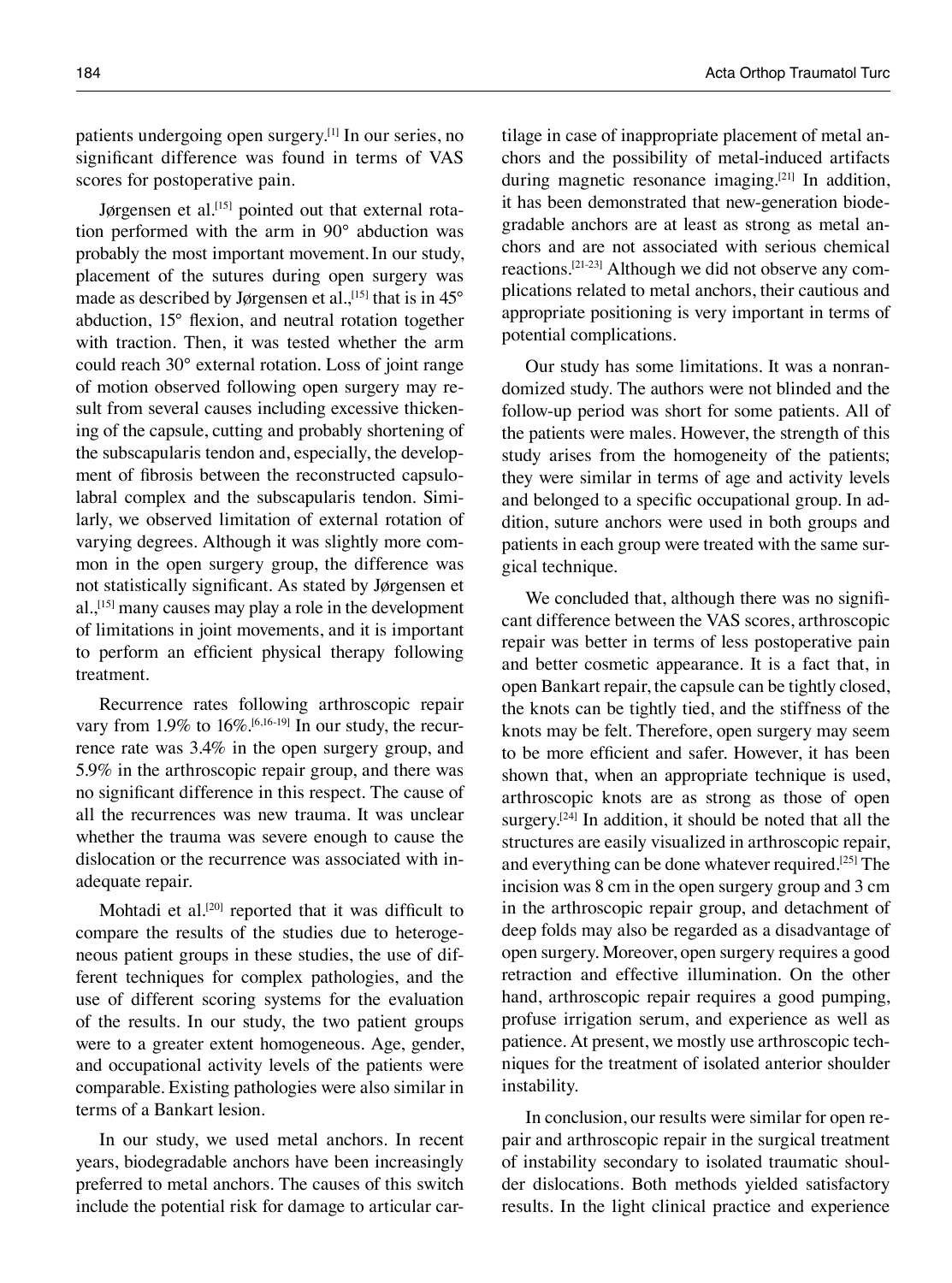patients undergoing open surgery.[1] In our series, no significant difference was found in terms of VAS scores for postoperative pain.

Jørgensen et al.[15] pointed out that external rotation performed with the arm in 90° abduction was probably the most important movement. In our study, placement of the sutures during open surgery was made as described by Jørgensen et al.,[15] that is in 45° abduction, 15° flexion, and neutral rotation together with traction. Then, it was tested whether the arm could reach 30° external rotation. Loss of joint range of motion observed following open surgery may result from several causes including excessive thickening of the capsule, cutting and probably shortening of the subscapularis tendon and, especially, the development of fibrosis between the reconstructed capsulolabral complex and the subscapularis tendon. Similarly, we observed limitation of external rotation of varying degrees. Although it was slightly more common in the open surgery group, the difference was not statistically significant. As stated by Jørgensen et al.,[15] many causes may play a role in the development of limitations in joint movements, and it is important to perform an efficient physical therapy following treatment.

Recurrence rates following arthroscopic repair vary from 1.9% to 16%.[6,16-19] In our study, the recurrence rate was 3.4% in the open surgery group, and 5.9% in the arthroscopic repair group, and there was no significant difference in this respect. The cause of all the recurrences was new trauma. It was unclear whether the trauma was severe enough to cause the dislocation or the recurrence was associated with inadequate repair.

Mohtadi et al.[20] reported that it was difficult to compare the results of the studies due to heterogeneous patient groups in these studies, the use of different techniques for complex pathologies, and the use of different scoring systems for the evaluation of the results. In our study, the two patient groups were to a greater extent homogeneous. Age, gender, and occupational activity levels of the patients were comparable. Existing pathologies were also similar in terms of a Bankart lesion.

In our study, we used metal anchors. In recent years, biodegradable anchors have been increasingly preferred to metal anchors. The causes of this switch include the potential risk for damage to articular cartilage in case of inappropriate placement of metal anchors and the possibility of metal-induced artifacts during magnetic resonance imaging.[21] In addition, it has been demonstrated that new-generation biodegradable anchors are at least as strong as metal anchors and are not associated with serious chemical reactions.[21-23] Although we did not observe any complications related to metal anchors, their cautious and appropriate positioning is very important in terms of potential complications.

Our study has some limitations. It was a nonrandomized study. The authors were not blinded and the follow-up period was short for some patients. All of the patients were males. However, the strength of this study arises from the homogeneity of the patients; they were similar in terms of age and activity levels and belonged to a specific occupational group. In addition, suture anchors were used in both groups and patients in each group were treated with the same surgical technique.

We concluded that, although there was no significant difference between the VAS scores, arthroscopic repair was better in terms of less postoperative pain and better cosmetic appearance. It is a fact that, in open Bankart repair, the capsule can be tightly closed, the knots can be tightly tied, and the stiffness of the knots may be felt. Therefore, open surgery may seem to be more efficient and safer. However, it has been shown that, when an appropriate technique is used, arthroscopic knots are as strong as those of open surgery.[24] In addition, it should be noted that all the structures are easily visualized in arthroscopic repair, and everything can be done whatever required.[25] The incision was 8 cm in the open surgery group and 3 cm in the arthroscopic repair group, and detachment of deep folds may also be regarded as a disadvantage of open surgery. Moreover, open surgery requires a good retraction and effective illumination. On the other hand, arthroscopic repair requires a good pumping, profuse irrigation serum, and experience as well as patience. At present, we mostly use arthroscopic techniques for the treatment of isolated anterior shoulder instability.

In conclusion, our results were similar for open repair and arthroscopic repair in the surgical treatment of instability secondary to isolated traumatic shoulder dislocations. Both methods yielded satisfactory results. In the light clinical practice and experience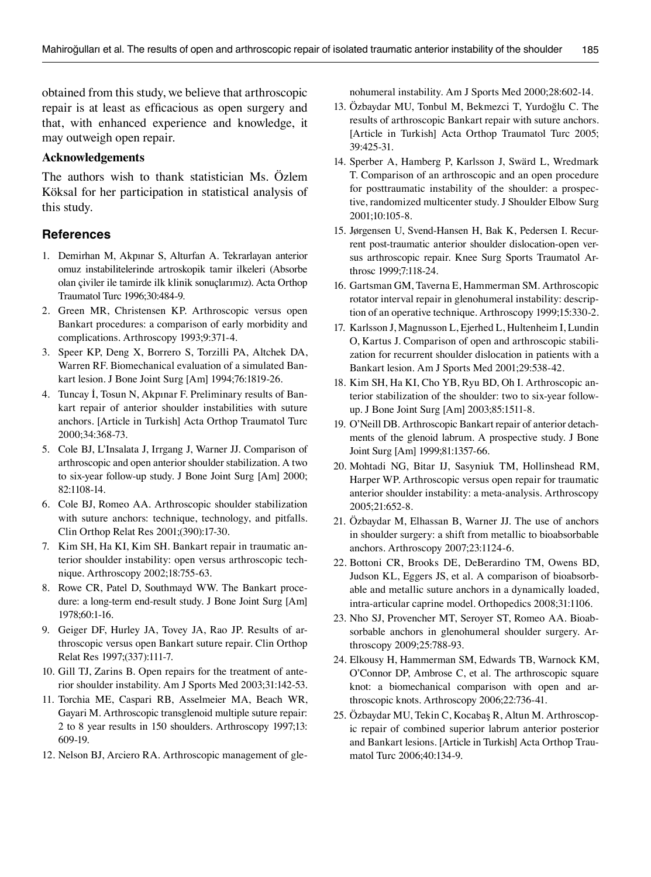obtained from this study, we believe that arthroscopic repair is at least as efficacious as open surgery and that, with enhanced experience and knowledge, it may outweigh open repair.

**Acknowledgements**

The authors wish to thank statistician Ms. Özlem Köksal for her participation in statistical analysis of this study.

## References

1. Demirhan M, Akpınar S, Alturfan A. Tekrarlayan anterior omuz instabilitelerinde artroskopik tamir ilkeleri (Absorbe olan çiviler ile tamirde ilk klinik sonuçlarımız). Acta Orthop Traumatol Turc 1996;30:484-9.
2. Green MR, Christensen KP. Arthroscopic versus open Bankart procedures: a comparison of early morbidity and complications. Arthroscopy 1993;9:371-4.
3. Speer KP, Deng X, Borrero S, Torzilli PA, Altchek DA, Warren RF. Biomechanical evaluation of a simulated Bankart lesion. J Bone Joint Surg [Am] 1994;76:1819-26.
4. Tuncay İ, Tosun N, Akpınar F. Preliminary results of Bankart repair of anterior shoulder instabilities with suture anchors. [Article in Turkish] Acta Orthop Traumatol Turc 2000;34:368-73.
5. Cole BJ, L'Insalata J, Irrgang J, Warner JJ. Comparison of arthroscopic and open anterior shoulder stabilization. A two to six-year follow-up study. J Bone Joint Surg [Am] 2000; 82:1108-14.
6. Cole BJ, Romeo AA. Arthroscopic shoulder stabilization with suture anchors: technique, technology, and pitfalls. Clin Orthop Relat Res 2001;(390):17-30.
7. Kim SH, Ha KI, Kim SH. Bankart repair in traumatic anterior shoulder instability: open versus arthroscopic technique. Arthroscopy 2002;18:755-63.
8. Rowe CR, Patel D, Southmayd WW. The Bankart procedure: a long-term end-result study. J Bone Joint Surg [Am] 1978;60:1-16.
9. Geiger DF, Hurley JA, Tovey JA, Rao JP. Results of arthroscopic versus open Bankart suture repair. Clin Orthop Relat Res 1997;(337):111-7.
10. Gill TJ, Zarins B. Open repairs for the treatment of anterior shoulder instability. Am J Sports Med 2003;31:142-53.
11. Torchia ME, Caspari RB, Asselmeier MA, Beach WR, Gayari M. Arthroscopic transglenoid multiple suture repair: 2 to 8 year results in 150 shoulders. Arthroscopy 1997;13: 609-19.
12. Nelson BJ, Arciero RA. Arthroscopic management of glenohumeral instability. Am J Sports Med 2000;28:602-14.
13. Özbaydar MU, Tonbul M, Bekmezci T, Yurdoğlu C. The results of arthroscopic Bankart repair with suture anchors. [Article in Turkish] Acta Orthop Traumatol Turc 2005; 39:425-31.
14. Sperber A, Hamberg P, Karlsson J, Swärd L, Wredmark T. Comparison of an arthroscopic and an open procedure for posttraumatic instability of the shoulder: a prospective, randomized multicenter study. J Shoulder Elbow Surg 2001;10:105-8.
15. Jørgensen U, Svend-Hansen H, Bak K, Pedersen I. Recurrent post-traumatic anterior shoulder dislocation-open versus arthroscopic repair. Knee Surg Sports Traumatol Arthrosc 1999;7:118-24.
16. Gartsman GM, Taverna E, Hammerman SM. Arthroscopic rotator interval repair in glenohumeral instability: description of an operative technique. Arthroscopy 1999;15:330-2.
17. Karlsson J, Magnusson L, Ejerhed L, Hultenheim I, Lundin O, Kartus J. Comparison of open and arthroscopic stabilization for recurrent shoulder dislocation in patients with a Bankart lesion. Am J Sports Med 2001;29:538-42.
18. Kim SH, Ha KI, Cho YB, Ryu BD, Oh I. Arthroscopic anterior stabilization of the shoulder: two to six-year follow-up. J Bone Joint Surg [Am] 2003;85:1511-8.
19. O'Neill DB. Arthroscopic Bankart repair of anterior detachments of the glenoid labrum. A prospective study. J Bone Joint Surg [Am] 1999;81:1357-66.
20. Mohtadi NG, Bitar IJ, Sasyniuk TM, Hollinshead RM, Harper WP. Arthroscopic versus open repair for traumatic anterior shoulder instability: a meta-analysis. Arthroscopy 2005;21:652-8.
21. Özbaydar M, Elhassan B, Warner JJ. The use of anchors in shoulder surgery: a shift from metallic to bioabsorbable anchors. Arthroscopy 2007;23:1124-6.
22. Bottoni CR, Brooks DE, DeBerardino TM, Owens BD, Judson KL, Eggers JS, et al. A comparison of bioabsorbable and metallic suture anchors in a dynamically loaded, intra-articular caprine model. Orthopedics 2008;31:1106.
23. Nho SJ, Provencher MT, Seroyer ST, Romeo AA. Bioabsorbable anchors in glenohumeral shoulder surgery. Arthroscopy 2009;25:788-93.
24. Elkousy H, Hammerman SM, Edwards TB, Warnock KM, O'Connor DP, Ambrose C, et al. The arthroscopic square knot: a biomechanical comparison with open and arthroscopic knots. Arthroscopy 2006;22:736-41.
25. Özbaydar MU, Tekin C, Kocabaş R, Altun M. Arthroscopic repair of combined superior labrum anterior posterior and Bankart lesions. [Article in Turkish] Acta Orthop Traumatol Turc 2006;40:134-9.